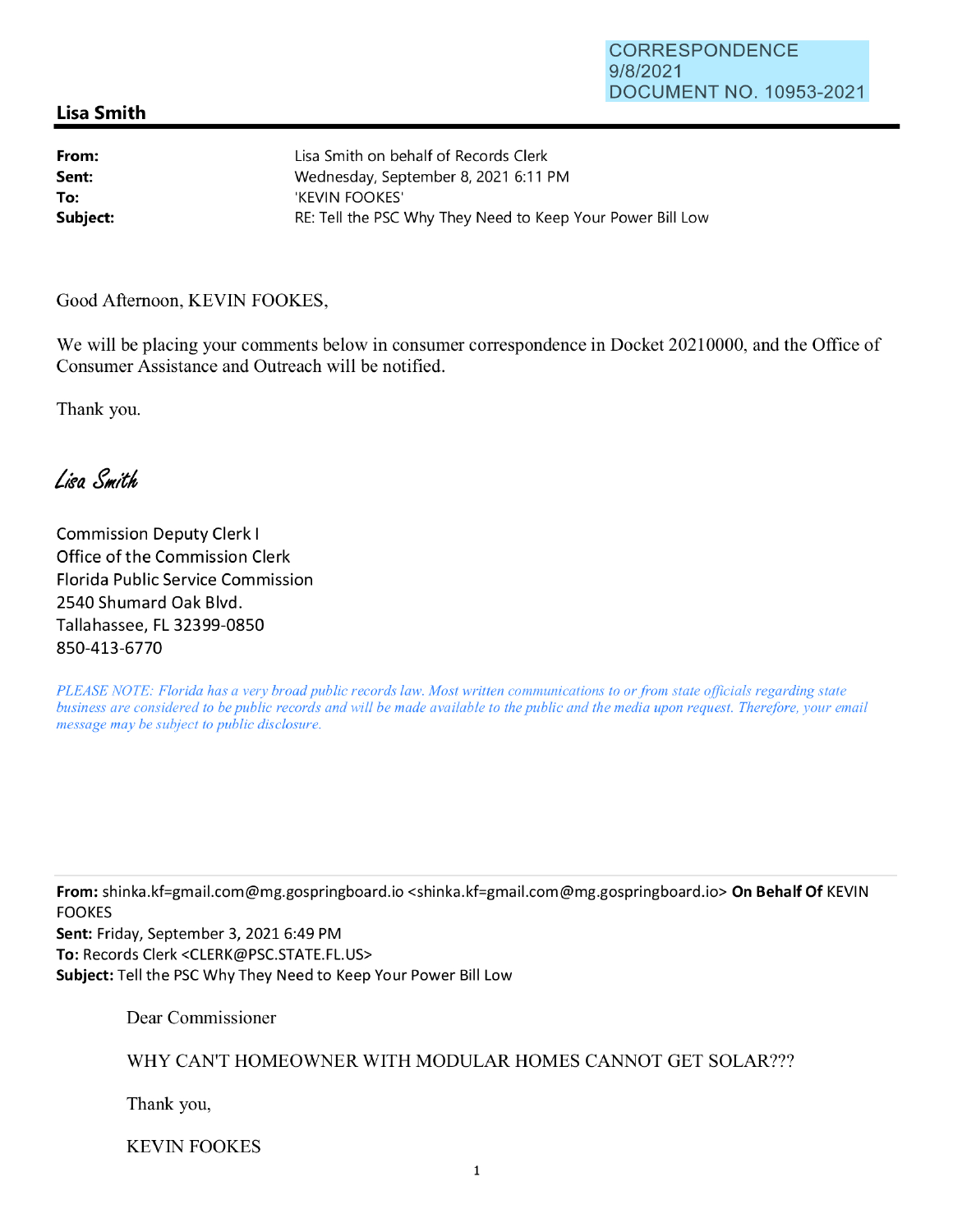CORRESPONDENCE
9/8/2021
DOCUMENT NO. 10953-2021

## Lisa Smith

**From:** Lisa Smith on behalf of Records Clerk
**Sent:** Wednesday, September 8, 2021 6:11 PM
**To:** 'KEVIN FOOKES'
**Subject:** RE: Tell the PSC Why They Need to Keep Your Power Bill Low

Good Afternoon, KEVIN FOOKES,

We will be placing your comments below in consumer correspondence in Docket 20210000, and the Office of Consumer Assistance and Outreach will be notified.

Thank you.

*Lisa Smith*

Commission Deputy Clerk I
Office of the Commission Clerk
Florida Public Service Commission
2540 Shumard Oak Blvd.
Tallahassee, FL 32399-0850
850-413-6770

*PLEASE NOTE: Florida has a very broad public records law. Most written communications to or from state officials regarding state business are considered to be public records and will be made available to the public and the media upon request. Therefore, your email message may be subject to public disclosure.*

---

**From:** shinka.kf=gmail.com@mg.gospringboard.io <shinka.kf=gmail.com@mg.gospringboard.io> **On Behalf Of** KEVIN FOOKES
**Sent:** Friday, September 3, 2021 6:49 PM
**To:** Records Clerk <CLERK@PSC.STATE.FL.US>
**Subject:** Tell the PSC Why They Need to Keep Your Power Bill Low

Dear Commissioner

WHY CAN'T HOMEOWNER WITH MODULAR HOMES CANNOT GET SOLAR???

Thank you,

KEVIN FOOKES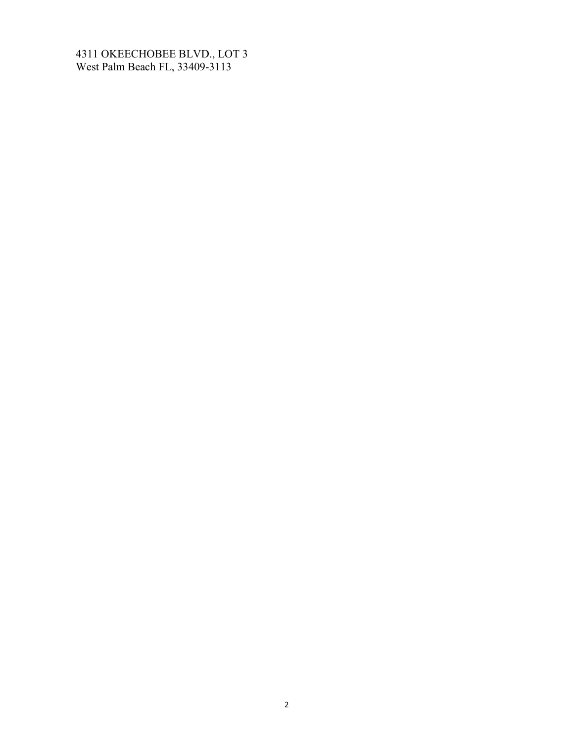4311 OKEECHOBEE BLVD., LOT 3
West Palm Beach FL, 33409-3113